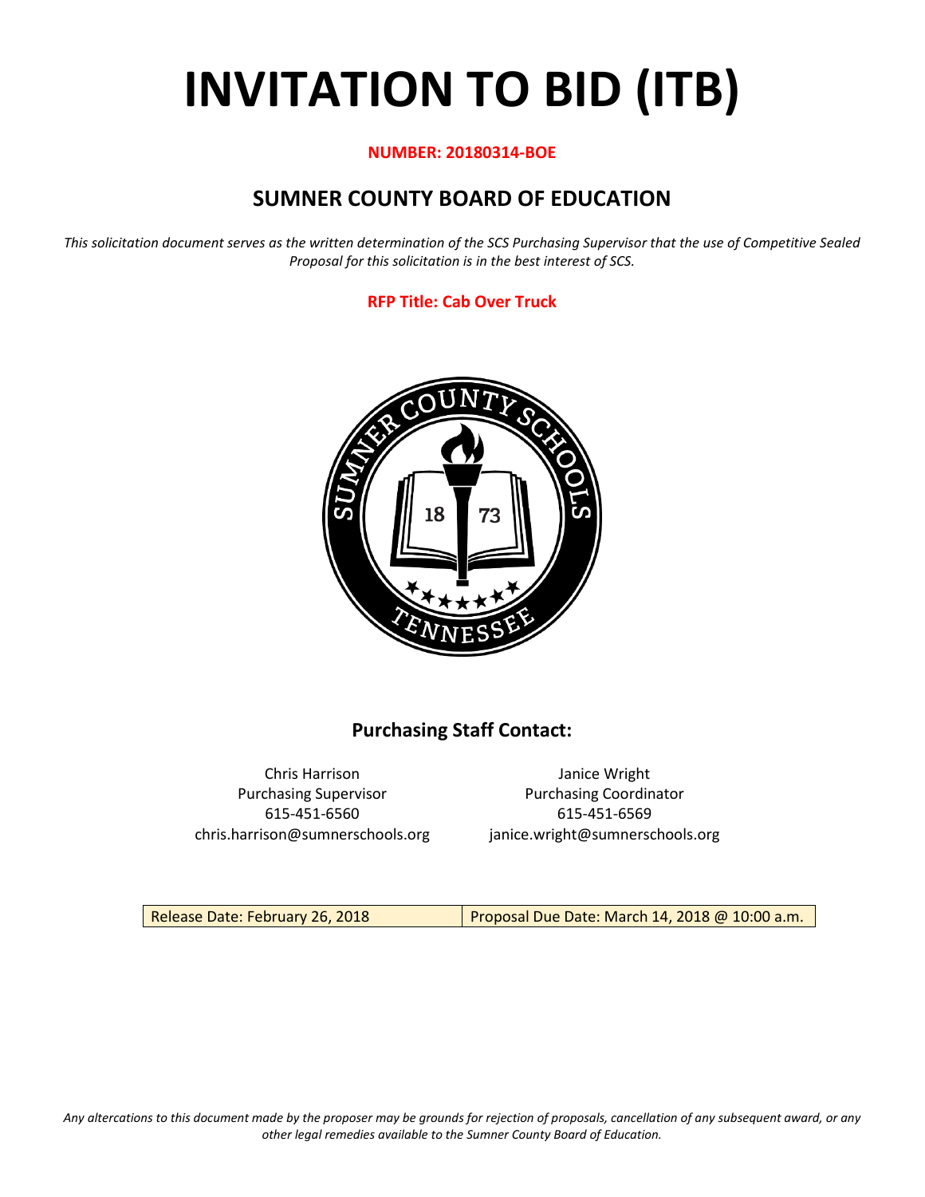# INVITATION TO BID (ITB)

**NUMBER: 20180314-BOE**

## SUMNER COUNTY BOARD OF EDUCATION

*This solicitation document serves as the written determination of the SCS Purchasing Supervisor that the use of Competitive Sealed Proposal for this solicitation is in the best interest of SCS.*

**RFP Title: Cab Over Truck**

### Purchasing Staff Contact:

Chris Harrison
Purchasing Supervisor
615-451-6560
chris.harrison@sumnerschools.org

Janice Wright
Purchasing Coordinator
615-451-6569
janice.wright@sumnerschools.org

| | |
|---|---|
| Release Date: February 26, 2018 | Proposal Due Date: March 14, 2018 @ 10:00 a.m. |

*Any altercations to this document made by the proposer may be grounds for rejection of proposals, cancellation of any subsequent award, or any other legal remedies available to the Sumner County Board of Education.*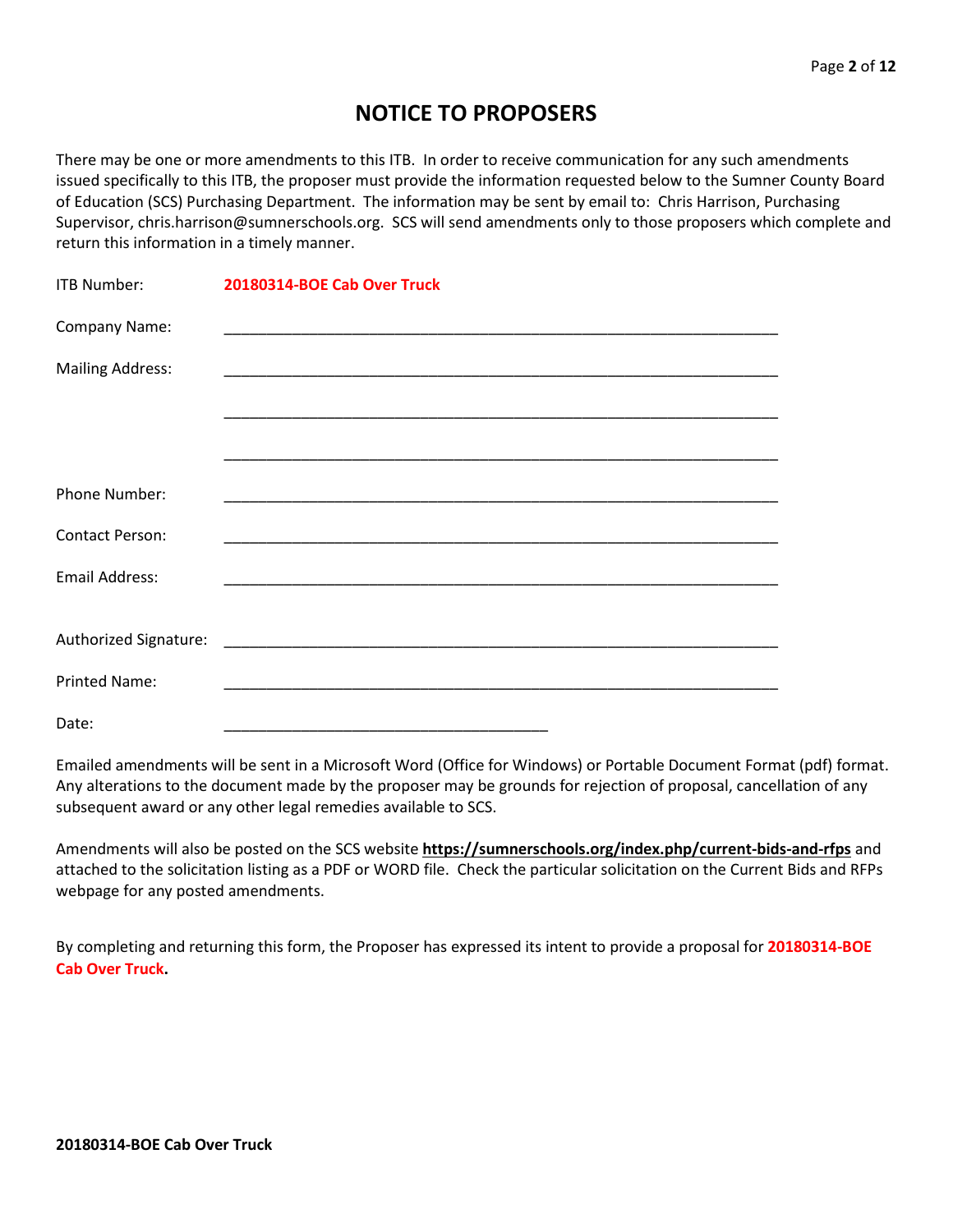# NOTICE TO PROPOSERS

There may be one or more amendments to this ITB. In order to receive communication for any such amendments issued specifically to this ITB, the proposer must provide the information requested below to the Sumner County Board of Education (SCS) Purchasing Department. The information may be sent by email to: Chris Harrison, Purchasing Supervisor, chris.harrison@sumnerschools.org. SCS will send amendments only to those proposers which complete and return this information in a timely manner.

ITB Number: **20180314-BOE Cab Over Truck**

Company Name: ____________________________________________________________________

Mailing Address: ____________________________________________________________________

____________________________________________________________________

____________________________________________________________________

Phone Number: ____________________________________________________________________

Contact Person: ____________________________________________________________________

Email Address: ____________________________________________________________________

Authorized Signature: ____________________________________________________________________

Printed Name: ____________________________________________________________________

Date: _______________________________________

Emailed amendments will be sent in a Microsoft Word (Office for Windows) or Portable Document Format (pdf) format. Any alterations to the document made by the proposer may be grounds for rejection of proposal, cancellation of any subsequent award or any other legal remedies available to SCS.

Amendments will also be posted on the SCS website **https://sumnerschools.org/index.php/current-bids-and-rfps** and attached to the solicitation listing as a PDF or WORD file. Check the particular solicitation on the Current Bids and RFPs webpage for any posted amendments.

By completing and returning this form, the Proposer has expressed its intent to provide a proposal for **20180314-BOE Cab Over Truck.**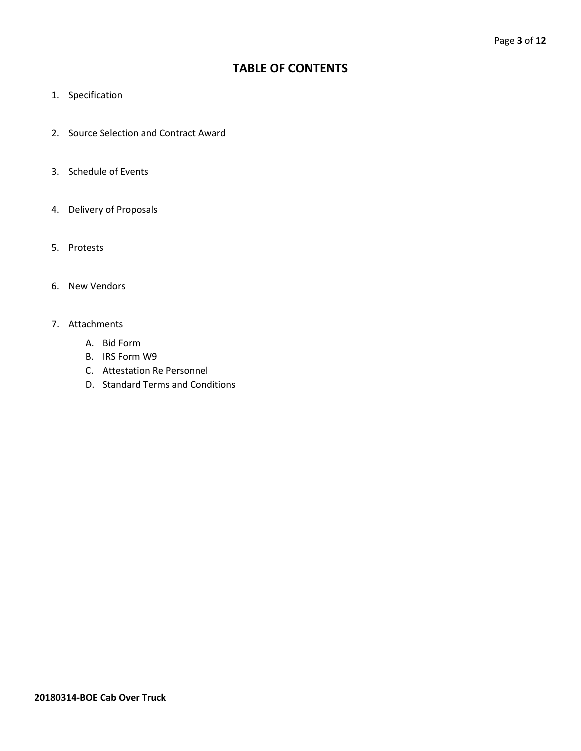# TABLE OF CONTENTS

1. Specification
2. Source Selection and Contract Award
3. Schedule of Events
4. Delivery of Proposals
5. Protests
6. New Vendors
7. Attachments
   A. Bid Form
   B. IRS Form W9
   C. Attestation Re Personnel
   D. Standard Terms and Conditions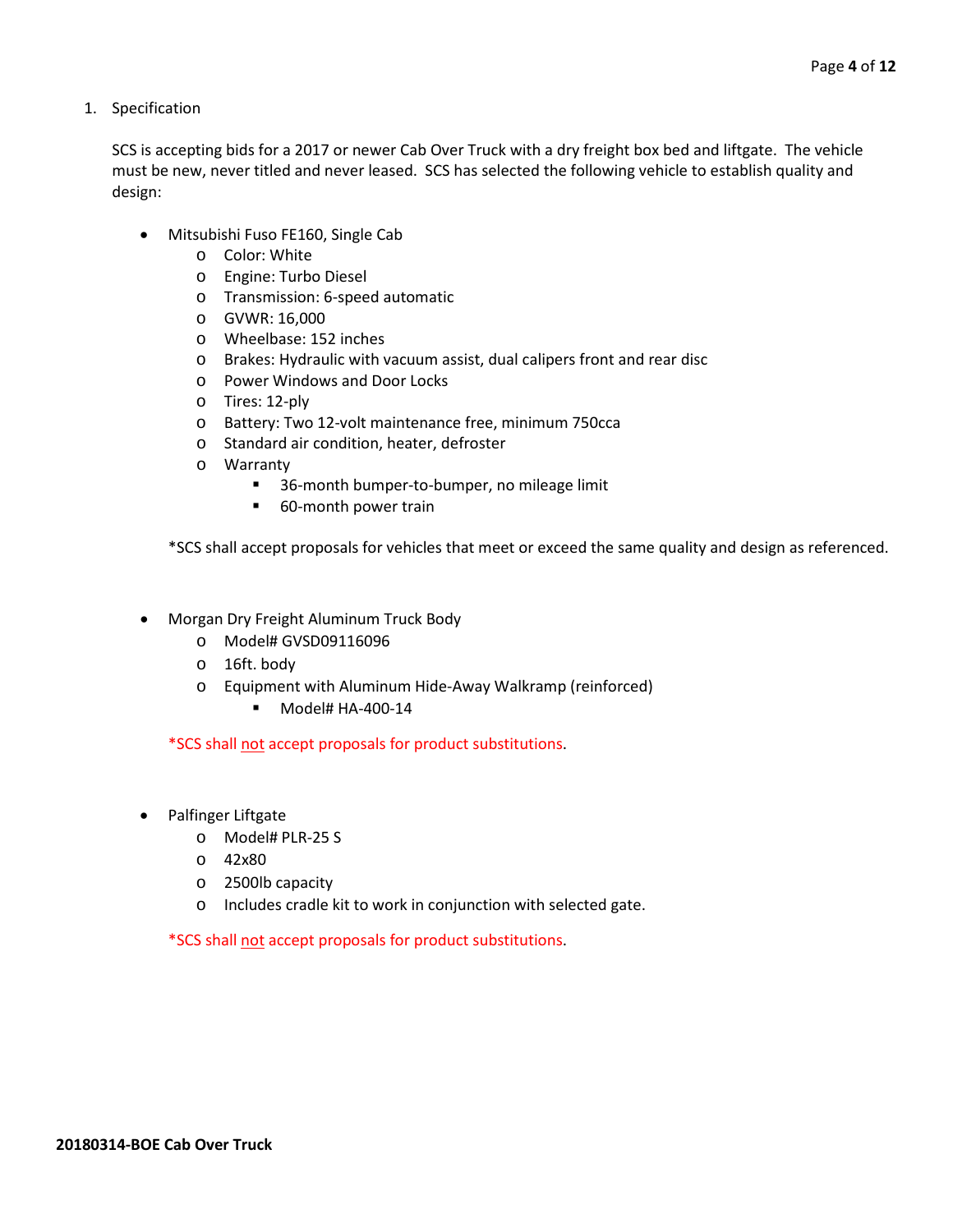1. Specification

SCS is accepting bids for a 2017 or newer Cab Over Truck with a dry freight box bed and liftgate. The vehicle must be new, never titled and never leased. SCS has selected the following vehicle to establish quality and design:

- Mitsubishi Fuso FE160, Single Cab
  - Color: White
  - Engine: Turbo Diesel
  - Transmission: 6-speed automatic
  - GVWR: 16,000
  - Wheelbase: 152 inches
  - Brakes: Hydraulic with vacuum assist, dual calipers front and rear disc
  - Power Windows and Door Locks
  - Tires: 12-ply
  - Battery: Two 12-volt maintenance free, minimum 750cca
  - Standard air condition, heater, defroster
  - Warranty
    - 36-month bumper-to-bumper, no mileage limit
    - 60-month power train

  *SCS shall accept proposals for vehicles that meet or exceed the same quality and design as referenced.

- Morgan Dry Freight Aluminum Truck Body
  - Model# GVSD09116096
  - 16ft. body
  - Equipment with Aluminum Hide-Away Walkramp (reinforced)
    - Model# HA-400-14

  *SCS shall <u>not</u> accept proposals for product substitutions.

- Palfinger Liftgate
  - Model# PLR-25 S
  - 42x80
  - 2500lb capacity
  - Includes cradle kit to work in conjunction with selected gate.

  *SCS shall <u>not</u> accept proposals for product substitutions.

**20180314-BOE Cab Over Truck**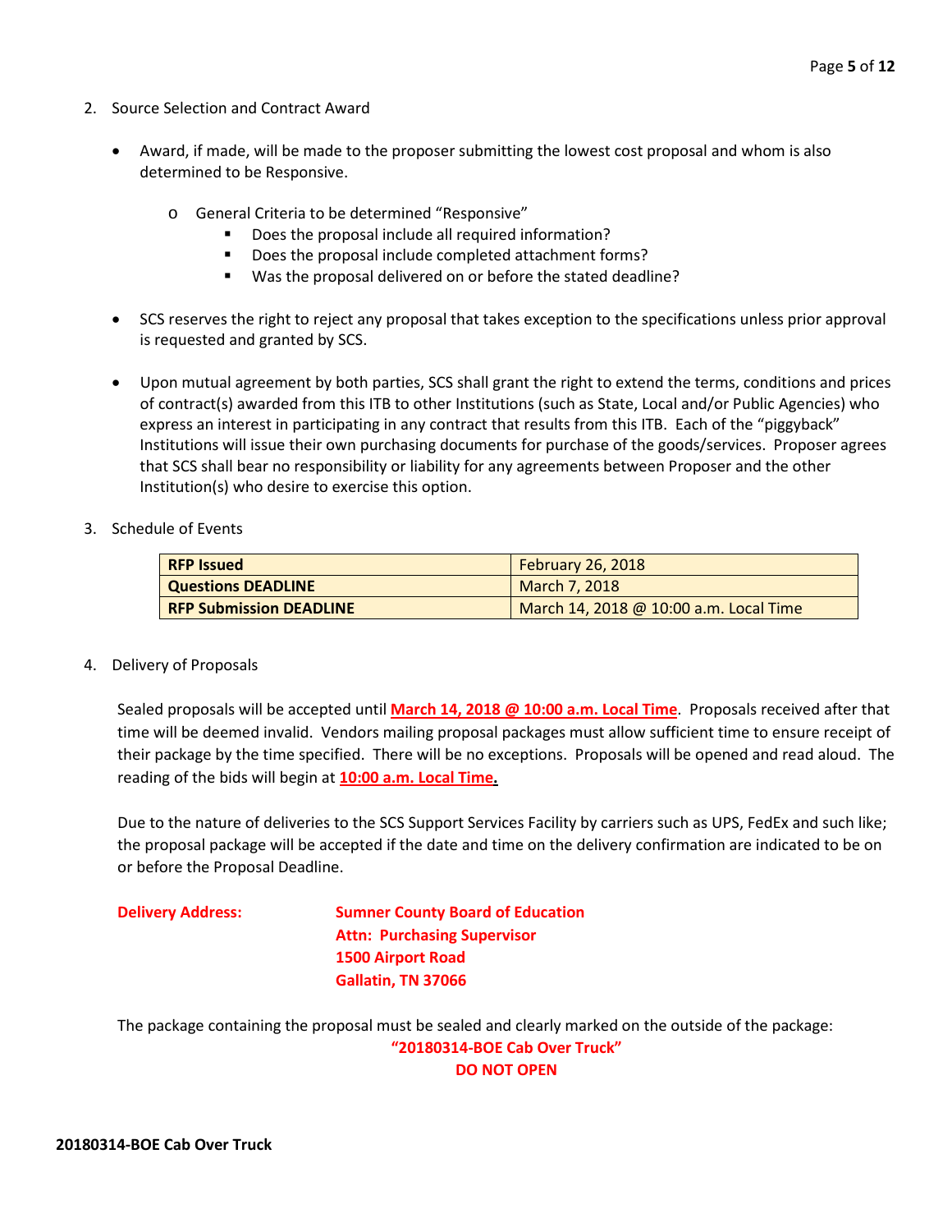2. Source Selection and Contract Award

- Award, if made, will be made to the proposer submitting the lowest cost proposal and whom is also determined to be Responsive.
  - General Criteria to be determined "Responsive"
    - Does the proposal include all required information?
    - Does the proposal include completed attachment forms?
    - Was the proposal delivered on or before the stated deadline?
- SCS reserves the right to reject any proposal that takes exception to the specifications unless prior approval is requested and granted by SCS.
- Upon mutual agreement by both parties, SCS shall grant the right to extend the terms, conditions and prices of contract(s) awarded from this ITB to other Institutions (such as State, Local and/or Public Agencies) who express an interest in participating in any contract that results from this ITB. Each of the "piggyback" Institutions will issue their own purchasing documents for purchase of the goods/services. Proposer agrees that SCS shall bear no responsibility or liability for any agreements between Proposer and the other Institution(s) who desire to exercise this option.

3. Schedule of Events

| | |
|---|---|
| **RFP Issued** | February 26, 2018 |
| **Questions DEADLINE** | March 7, 2018 |
| **RFP Submission DEADLINE** | March 14, 2018 @ 10:00 a.m. Local Time |

4. Delivery of Proposals

Sealed proposals will be accepted until **March 14, 2018 @ 10:00 a.m. Local Time**. Proposals received after that time will be deemed invalid. Vendors mailing proposal packages must allow sufficient time to ensure receipt of their package by the time specified. There will be no exceptions. Proposals will be opened and read aloud. The reading of the bids will begin at **10:00 a.m. Local Time.**

Due to the nature of deliveries to the SCS Support Services Facility by carriers such as UPS, FedEx and such like; the proposal package will be accepted if the date and time on the delivery confirmation are indicated to be on or before the Proposal Deadline.

**Delivery Address:** **Sumner County Board of Education**
**Attn: Purchasing Supervisor**
**1500 Airport Road**
**Gallatin, TN 37066**

The package containing the proposal must be sealed and clearly marked on the outside of the package:

**"20180314-BOE Cab Over Truck"**
**DO NOT OPEN**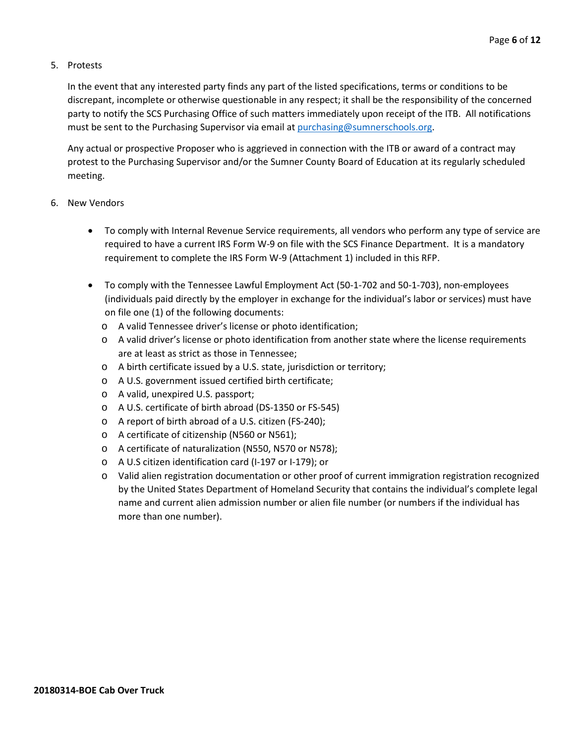5. Protests

   In the event that any interested party finds any part of the listed specifications, terms or conditions to be discrepant, incomplete or otherwise questionable in any respect; it shall be the responsibility of the concerned party to notify the SCS Purchasing Office of such matters immediately upon receipt of the ITB. All notifications must be sent to the Purchasing Supervisor via email at purchasing@sumnerschools.org.

   Any actual or prospective Proposer who is aggrieved in connection with the ITB or award of a contract may protest to the Purchasing Supervisor and/or the Sumner County Board of Education at its regularly scheduled meeting.

6. New Vendors

   - To comply with Internal Revenue Service requirements, all vendors who perform any type of service are required to have a current IRS Form W-9 on file with the SCS Finance Department. It is a mandatory requirement to complete the IRS Form W-9 (Attachment 1) included in this RFP.

   - To comply with the Tennessee Lawful Employment Act (50-1-702 and 50-1-703), non-employees (individuals paid directly by the employer in exchange for the individual's labor or services) must have on file one (1) of the following documents:
     - A valid Tennessee driver's license or photo identification;
     - A valid driver's license or photo identification from another state where the license requirements are at least as strict as those in Tennessee;
     - A birth certificate issued by a U.S. state, jurisdiction or territory;
     - A U.S. government issued certified birth certificate;
     - A valid, unexpired U.S. passport;
     - A U.S. certificate of birth abroad (DS-1350 or FS-545)
     - A report of birth abroad of a U.S. citizen (FS-240);
     - A certificate of citizenship (N560 or N561);
     - A certificate of naturalization (N550, N570 or N578);
     - A U.S citizen identification card (I-197 or I-179); or
     - Valid alien registration documentation or other proof of current immigration registration recognized by the United States Department of Homeland Security that contains the individual's complete legal name and current alien admission number or alien file number (or numbers if the individual has more than one number).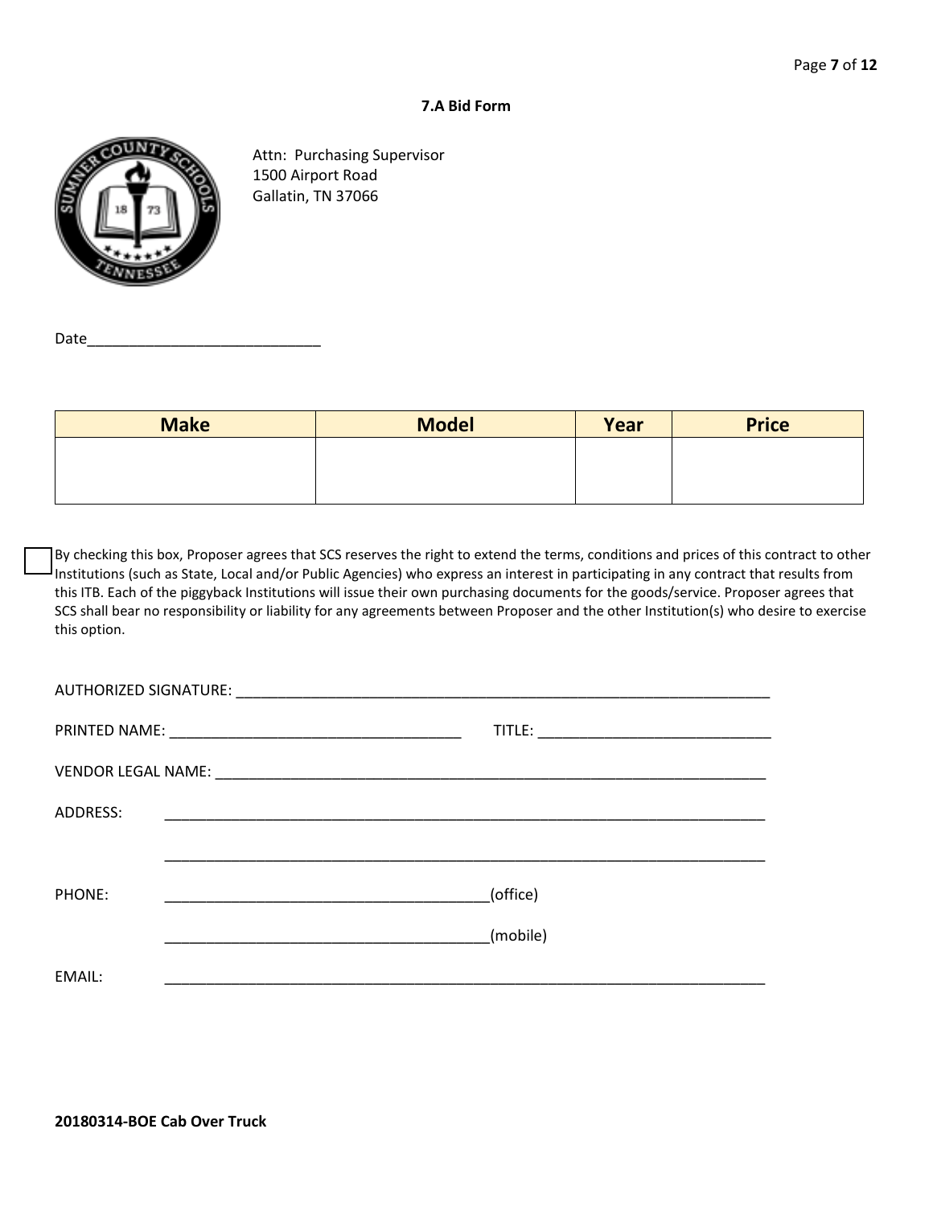## 7.A Bid Form

Attn: Purchasing Supervisor
1500 Airport Road
Gallatin, TN 37066

Date____________________________

| Make | Model | Year | Price |
|---|---|---|---|
| | | | |

☐ By checking this box, Proposer agrees that SCS reserves the right to extend the terms, conditions and prices of this contract to other Institutions (such as State, Local and/or Public Agencies) who express an interest in participating in any contract that results from this ITB. Each of the piggyback Institutions will issue their own purchasing documents for the goods/service. Proposer agrees that SCS shall bear no responsibility or liability for any agreements between Proposer and the other Institution(s) who desire to exercise this option.

AUTHORIZED SIGNATURE: ___________________________________________________________________

PRINTED NAME: ____________________________________ TITLE: ____________________________

VENDOR LEGAL NAME: _____________________________________________________________________

ADDRESS: ___________________________________________________________________________

___________________________________________________________________________

PHONE: _______________________________________(office)

_______________________________________(mobile)

EMAIL: ___________________________________________________________________________

**20180314-BOE Cab Over Truck**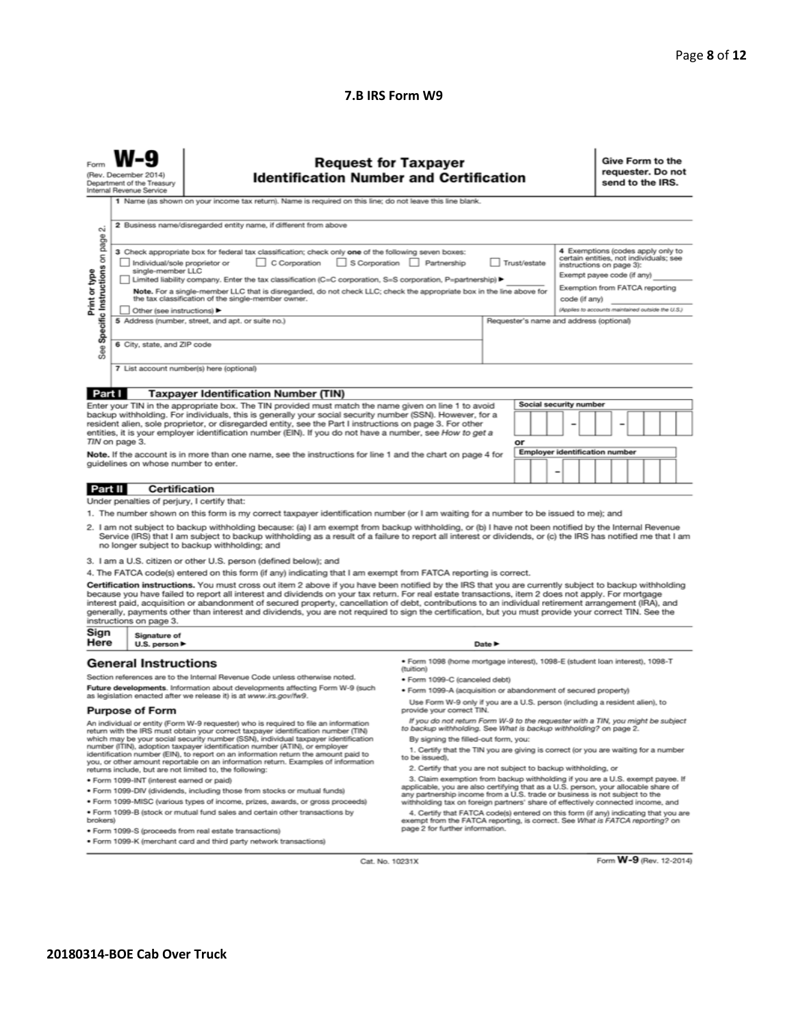## 7.B IRS Form W9

Form **W-9**
(Rev. December 2014)
Department of the Treasury
Internal Revenue Service

# Request for Taxpayer Identification Number and Certification

**Give Form to the requester. Do not send to the IRS.**

Print or type
See **Specific Instructions** on page 2.

1 Name (as shown on your income tax return). Name is required on this line; do not leave this line blank.

2 Business name/disregarded entity name, if different from above

3 Check appropriate box for federal tax classification; check only **one** of the following seven boxes:
☐ Individual/sole proprietor or single-member LLC ☐ C Corporation ☐ S Corporation ☐ Partnership ☐ Trust/estate
☐ Limited liability company. Enter the tax classification (C=C corporation, S=S corporation, P=partnership) ► ________
**Note.** For a single-member LLC that is disregarded, do not check LLC; check the appropriate box in the line above for the tax classification of the single-member owner.
☐ Other (see instructions) ►

4 Exemptions (codes apply only to certain entities, not individuals; see instructions on page 3):
Exempt payee code (if any) ________
Exemption from FATCA reporting code (if any) ________
*(Applies to accounts maintained outside the U.S.)*

5 Address (number, street, and apt. or suite no.)

Requester's name and address (optional)

6 City, state, and ZIP code

7 List account number(s) here (optional)

**Part I Taxpayer Identification Number (TIN)**

Enter your TIN in the appropriate box. The TIN provided must match the name given on line 1 to avoid backup withholding. For individuals, this is generally your social security number (SSN). However, for a resident alien, sole proprietor, or disregarded entity, see the Part I instructions on page 3. For other entities, it is your employer identification number (EIN). If you do not have a number, see *How to get a TIN* on page 3.

**Note.** If the account is in more than one name, see the instructions for line 1 and the chart on page 4 for guidelines on whose number to enter.

**Social security number**
☐☐☐ – ☐☐ – ☐☐☐☐

or

**Employer identification number**
☐☐ – ☐☐☐☐☐☐☐

**Part II Certification**

Under penalties of perjury, I certify that:

1. The number shown on this form is my correct taxpayer identification number (or I am waiting for a number to be issued to me); and
2. I am not subject to backup withholding because: (a) I am exempt from backup withholding, or (b) I have not been notified by the Internal Revenue Service (IRS) that I am subject to backup withholding as a result of a failure to report all interest or dividends, or (c) the IRS has notified me that I am no longer subject to backup withholding; and
3. I am a U.S. citizen or other U.S. person (defined below); and
4. The FATCA code(s) entered on this form (if any) indicating that I am exempt from FATCA reporting is correct.

**Certification instructions.** You must cross out item 2 above if you have been notified by the IRS that you are currently subject to backup withholding because you have failed to report all interest and dividends on your tax return. For real estate transactions, item 2 does not apply. For mortgage interest paid, acquisition or abandonment of secured property, cancellation of debt, contributions to an individual retirement arrangement (IRA), and generally, payments other than interest and dividends, you are not required to sign the certification, but you must provide your correct TIN. See the instructions on page 3.

**Sign Here** Signature of U.S. person ► Date ►

## General Instructions

Section references are to the Internal Revenue Code unless otherwise noted.

**Future developments.** Information about developments affecting Form W-9 (such as legislation enacted after we release it) is at *www.irs.gov/fw9*.

### Purpose of Form

An individual or entity (Form W-9 requester) who is required to file an information return with the IRS must obtain your correct taxpayer identification number (TIN) which may be your social security number (SSN), individual taxpayer identification number (ITIN), adoption taxpayer identification number (ATIN), or employer identification number (EIN), to report on an information return the amount paid to you, or other amount reportable on an information return. Examples of information returns include, but are not limited to, the following:

- Form 1099-INT (interest earned or paid)
- Form 1099-DIV (dividends, including those from stocks or mutual funds)
- Form 1099-MISC (various types of income, prizes, awards, or gross proceeds)
- Form 1099-B (stock or mutual fund sales and certain other transactions by brokers)
- Form 1099-S (proceeds from real estate transactions)
- Form 1099-K (merchant card and third party network transactions)
- Form 1098 (home mortgage interest), 1098-E (student loan interest), 1098-T (tuition)
- Form 1099-C (canceled debt)
- Form 1099-A (acquisition or abandonment of secured property)

Use Form W-9 only if you are a U.S. person (including a resident alien), to provide your correct TIN.

*If you do not return Form W-9 to the requester with a TIN, you might be subject to backup withholding. See What is backup withholding? on page 2.*

By signing the filled-out form, you:

1. Certify that the TIN you are giving is correct (or you are waiting for a number to be issued),
2. Certify that you are not subject to backup withholding, or
3. Claim exemption from backup withholding if you are a U.S. exempt payee. If applicable, you are also certifying that as a U.S. person, your allocable share of any partnership income from a U.S. trade or business is not subject to the withholding tax on foreign partners' share of effectively connected income, and
4. Certify that FATCA code(s) entered on this form (if any) indicating that you are exempt from the FATCA reporting, is correct. See *What is FATCA reporting?* on page 2 for further information.

Cat. No. 10231X

Form **W-9** (Rev. 12-2014)

**20180314-BOE Cab Over Truck**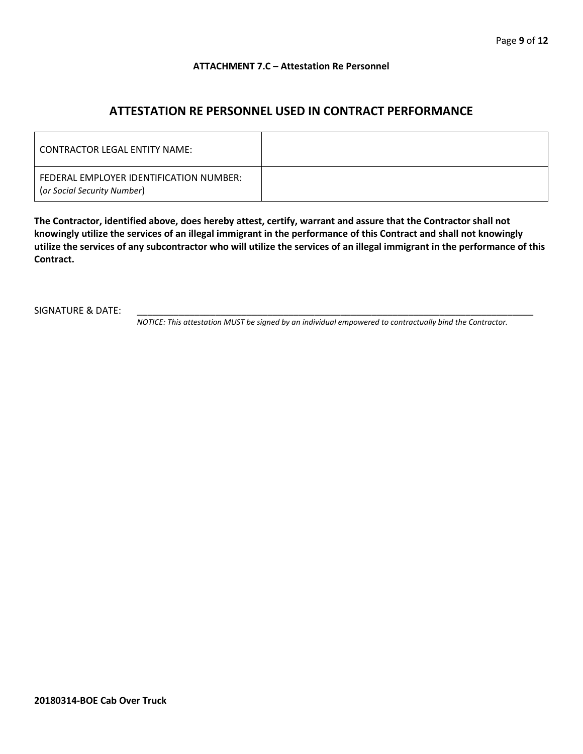**ATTACHMENT 7.C – Attestation Re Personnel**

## ATTESTATION RE PERSONNEL USED IN CONTRACT PERFORMANCE

| | |
|---|---|
| CONTRACTOR LEGAL ENTITY NAME: | |
| FEDERAL EMPLOYER IDENTIFICATION NUMBER: (*or Social Security Number*) | |

**The Contractor, identified above, does hereby attest, certify, warrant and assure that the Contractor shall not knowingly utilize the services of an illegal immigrant in the performance of this Contract and shall not knowingly utilize the services of any subcontractor who will utilize the services of an illegal immigrant in the performance of this Contract.**

SIGNATURE & DATE: ______________________________________________________________

*NOTICE: This attestation MUST be signed by an individual empowered to contractually bind the Contractor.*

**20180314-BOE Cab Over Truck**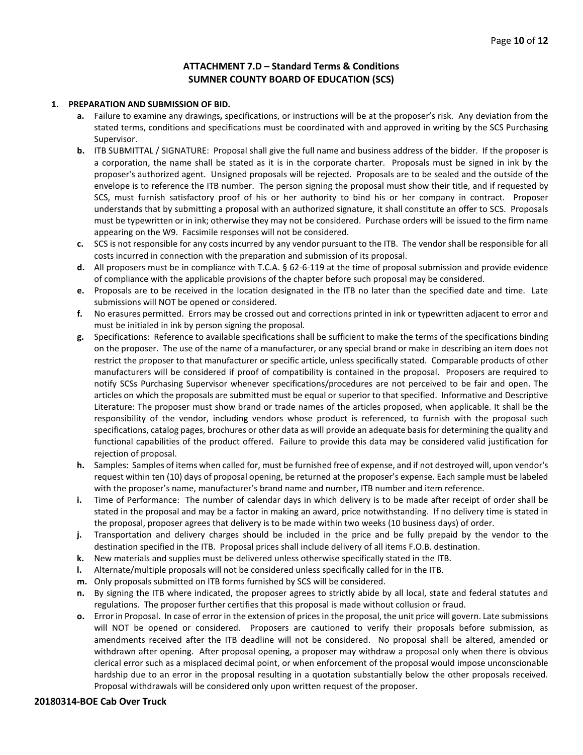## ATTACHMENT 7.D – Standard Terms & Conditions
## SUMNER COUNTY BOARD OF EDUCATION (SCS)

**1. PREPARATION AND SUBMISSION OF BID.**

- **a.** Failure to examine any drawings**,** specifications, or instructions will be at the proposer's risk. Any deviation from the stated terms, conditions and specifications must be coordinated with and approved in writing by the SCS Purchasing Supervisor.
- **b.** ITB SUBMITTAL / SIGNATURE: Proposal shall give the full name and business address of the bidder. If the proposer is a corporation, the name shall be stated as it is in the corporate charter. Proposals must be signed in ink by the proposer's authorized agent. Unsigned proposals will be rejected. Proposals are to be sealed and the outside of the envelope is to reference the ITB number. The person signing the proposal must show their title, and if requested by SCS, must furnish satisfactory proof of his or her authority to bind his or her company in contract. Proposer understands that by submitting a proposal with an authorized signature, it shall constitute an offer to SCS. Proposals must be typewritten or in ink; otherwise they may not be considered. Purchase orders will be issued to the firm name appearing on the W9. Facsimile responses will not be considered.
- **c.** SCS is not responsible for any costs incurred by any vendor pursuant to the ITB. The vendor shall be responsible for all costs incurred in connection with the preparation and submission of its proposal.
- **d.** All proposers must be in compliance with T.C.A. § 62-6-119 at the time of proposal submission and provide evidence of compliance with the applicable provisions of the chapter before such proposal may be considered.
- **e.** Proposals are to be received in the location designated in the ITB no later than the specified date and time. Late submissions will NOT be opened or considered.
- **f.** No erasures permitted. Errors may be crossed out and corrections printed in ink or typewritten adjacent to error and must be initialed in ink by person signing the proposal.
- **g.** Specifications: Reference to available specifications shall be sufficient to make the terms of the specifications binding on the proposer. The use of the name of a manufacturer, or any special brand or make in describing an item does not restrict the proposer to that manufacturer or specific article, unless specifically stated. Comparable products of other manufacturers will be considered if proof of compatibility is contained in the proposal. Proposers are required to notify SCSs Purchasing Supervisor whenever specifications/procedures are not perceived to be fair and open. The articles on which the proposals are submitted must be equal or superior to that specified. Informative and Descriptive Literature: The proposer must show brand or trade names of the articles proposed, when applicable. It shall be the responsibility of the vendor, including vendors whose product is referenced, to furnish with the proposal such specifications, catalog pages, brochures or other data as will provide an adequate basis for determining the quality and functional capabilities of the product offered. Failure to provide this data may be considered valid justification for rejection of proposal.
- **h.** Samples: Samples of items when called for, must be furnished free of expense, and if not destroyed will, upon vendor's request within ten (10) days of proposal opening, be returned at the proposer's expense. Each sample must be labeled with the proposer's name, manufacturer's brand name and number, ITB number and item reference.
- **i.** Time of Performance: The number of calendar days in which delivery is to be made after receipt of order shall be stated in the proposal and may be a factor in making an award, price notwithstanding. If no delivery time is stated in the proposal, proposer agrees that delivery is to be made within two weeks (10 business days) of order.
- **j.** Transportation and delivery charges should be included in the price and be fully prepaid by the vendor to the destination specified in the ITB. Proposal prices shall include delivery of all items F.O.B. destination.
- **k.** New materials and supplies must be delivered unless otherwise specifically stated in the ITB.
- **l.** Alternate/multiple proposals will not be considered unless specifically called for in the ITB.
- **m.** Only proposals submitted on ITB forms furnished by SCS will be considered.
- **n.** By signing the ITB where indicated, the proposer agrees to strictly abide by all local, state and federal statutes and regulations. The proposer further certifies that this proposal is made without collusion or fraud.
- **o.** Error in Proposal. In case of error in the extension of prices in the proposal, the unit price will govern. Late submissions will NOT be opened or considered. Proposers are cautioned to verify their proposals before submission, as amendments received after the ITB deadline will not be considered. No proposal shall be altered, amended or withdrawn after opening. After proposal opening, a proposer may withdraw a proposal only when there is obvious clerical error such as a misplaced decimal point, or when enforcement of the proposal would impose unconscionable hardship due to an error in the proposal resulting in a quotation substantially below the other proposals received. Proposal withdrawals will be considered only upon written request of the proposer.

**20180314-BOE Cab Over Truck**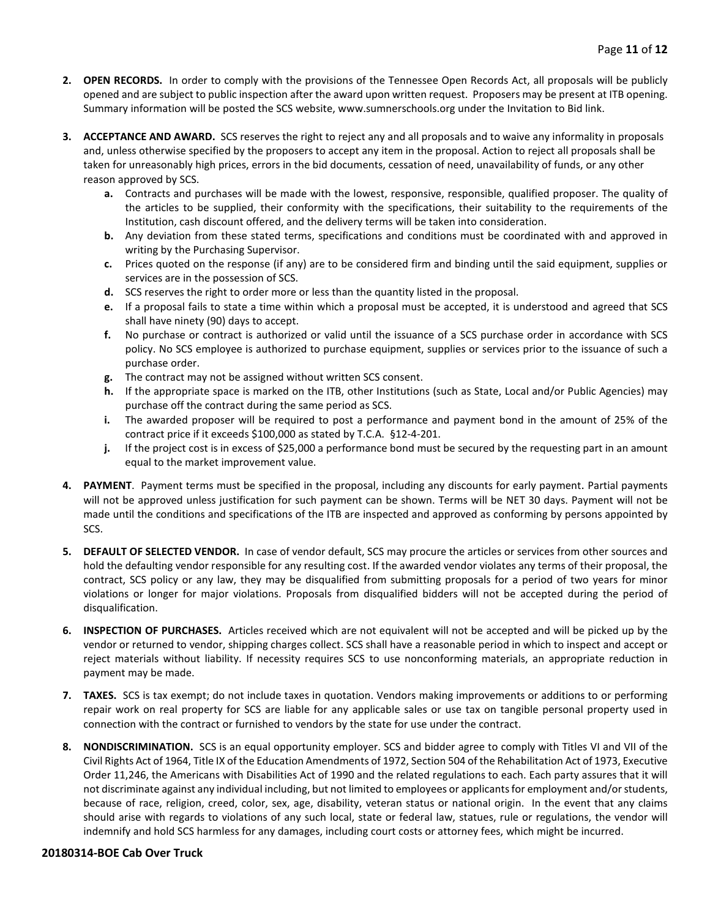2. **OPEN RECORDS.** In order to comply with the provisions of the Tennessee Open Records Act, all proposals will be publicly opened and are subject to public inspection after the award upon written request. Proposers may be present at ITB opening. Summary information will be posted the SCS website, www.sumnerschools.org under the Invitation to Bid link.

3. **ACCEPTANCE AND AWARD.** SCS reserves the right to reject any and all proposals and to waive any informality in proposals and, unless otherwise specified by the proposers to accept any item in the proposal. Action to reject all proposals shall be taken for unreasonably high prices, errors in the bid documents, cessation of need, unavailability of funds, or any other reason approved by SCS.
   - **a.** Contracts and purchases will be made with the lowest, responsive, responsible, qualified proposer. The quality of the articles to be supplied, their conformity with the specifications, their suitability to the requirements of the Institution, cash discount offered, and the delivery terms will be taken into consideration.
   - **b.** Any deviation from these stated terms, specifications and conditions must be coordinated with and approved in writing by the Purchasing Supervisor.
   - **c.** Prices quoted on the response (if any) are to be considered firm and binding until the said equipment, supplies or services are in the possession of SCS.
   - **d.** SCS reserves the right to order more or less than the quantity listed in the proposal.
   - **e.** If a proposal fails to state a time within which a proposal must be accepted, it is understood and agreed that SCS shall have ninety (90) days to accept.
   - **f.** No purchase or contract is authorized or valid until the issuance of a SCS purchase order in accordance with SCS policy. No SCS employee is authorized to purchase equipment, supplies or services prior to the issuance of such a purchase order.
   - **g.** The contract may not be assigned without written SCS consent.
   - **h.** If the appropriate space is marked on the ITB, other Institutions (such as State, Local and/or Public Agencies) may purchase off the contract during the same period as SCS.
   - **i.** The awarded proposer will be required to post a performance and payment bond in the amount of 25% of the contract price if it exceeds $100,000 as stated by T.C.A. §12-4-201.
   - **j.** If the project cost is in excess of $25,000 a performance bond must be secured by the requesting part in an amount equal to the market improvement value.

4. **PAYMENT**. Payment terms must be specified in the proposal, including any discounts for early payment. Partial payments will not be approved unless justification for such payment can be shown. Terms will be NET 30 days. Payment will not be made until the conditions and specifications of the ITB are inspected and approved as conforming by persons appointed by SCS.

5. **DEFAULT OF SELECTED VENDOR.** In case of vendor default, SCS may procure the articles or services from other sources and hold the defaulting vendor responsible for any resulting cost. If the awarded vendor violates any terms of their proposal, the contract, SCS policy or any law, they may be disqualified from submitting proposals for a period of two years for minor violations or longer for major violations. Proposals from disqualified bidders will not be accepted during the period of disqualification.

6. **INSPECTION OF PURCHASES.** Articles received which are not equivalent will not be accepted and will be picked up by the vendor or returned to vendor, shipping charges collect. SCS shall have a reasonable period in which to inspect and accept or reject materials without liability. If necessity requires SCS to use nonconforming materials, an appropriate reduction in payment may be made.

7. **TAXES.** SCS is tax exempt; do not include taxes in quotation. Vendors making improvements or additions to or performing repair work on real property for SCS are liable for any applicable sales or use tax on tangible personal property used in connection with the contract or furnished to vendors by the state for use under the contract.

8. **NONDISCRIMINATION.** SCS is an equal opportunity employer. SCS and bidder agree to comply with Titles VI and VII of the Civil Rights Act of 1964, Title IX of the Education Amendments of 1972, Section 504 of the Rehabilitation Act of 1973, Executive Order 11,246, the Americans with Disabilities Act of 1990 and the related regulations to each. Each party assures that it will not discriminate against any individual including, but not limited to employees or applicants for employment and/or students, because of race, religion, creed, color, sex, age, disability, veteran status or national origin. In the event that any claims should arise with regards to violations of any such local, state or federal law, statues, rule or regulations, the vendor will indemnify and hold SCS harmless for any damages, including court costs or attorney fees, which might be incurred.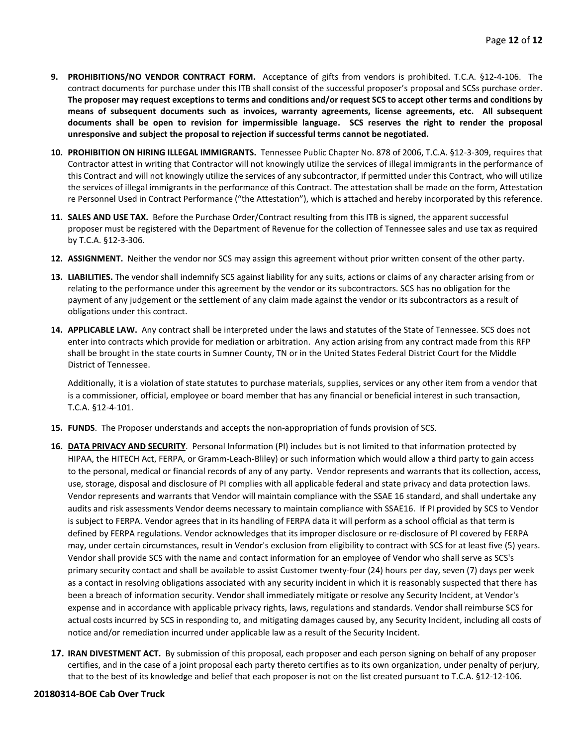9. **PROHIBITIONS/NO VENDOR CONTRACT FORM.** Acceptance of gifts from vendors is prohibited. T.C.A. §12-4-106. The contract documents for purchase under this ITB shall consist of the successful proposer's proposal and SCSs purchase order. **The proposer may request exceptions to terms and conditions and/or request SCS to accept other terms and conditions by means of subsequent documents such as invoices, warranty agreements, license agreements, etc. All subsequent documents shall be open to revision for impermissible language. SCS reserves the right to render the proposal unresponsive and subject the proposal to rejection if successful terms cannot be negotiated.**

10. **PROHIBITION ON HIRING ILLEGAL IMMIGRANTS.** Tennessee Public Chapter No. 878 of 2006, T.C.A. §12-3-309, requires that Contractor attest in writing that Contractor will not knowingly utilize the services of illegal immigrants in the performance of this Contract and will not knowingly utilize the services of any subcontractor, if permitted under this Contract, who will utilize the services of illegal immigrants in the performance of this Contract. The attestation shall be made on the form, Attestation re Personnel Used in Contract Performance ("the Attestation"), which is attached and hereby incorporated by this reference.

11. **SALES AND USE TAX.** Before the Purchase Order/Contract resulting from this ITB is signed, the apparent successful proposer must be registered with the Department of Revenue for the collection of Tennessee sales and use tax as required by T.C.A. §12-3-306.

12. **ASSIGNMENT.** Neither the vendor nor SCS may assign this agreement without prior written consent of the other party.

13. **LIABILITIES.** The vendor shall indemnify SCS against liability for any suits, actions or claims of any character arising from or relating to the performance under this agreement by the vendor or its subcontractors. SCS has no obligation for the payment of any judgement or the settlement of any claim made against the vendor or its subcontractors as a result of obligations under this contract.

14. **APPLICABLE LAW.** Any contract shall be interpreted under the laws and statutes of the State of Tennessee. SCS does not enter into contracts which provide for mediation or arbitration. Any action arising from any contract made from this RFP shall be brought in the state courts in Sumner County, TN or in the United States Federal District Court for the Middle District of Tennessee.

    Additionally, it is a violation of state statutes to purchase materials, supplies, services or any other item from a vendor that is a commissioner, official, employee or board member that has any financial or beneficial interest in such transaction, T.C.A. §12-4-101.

15. **FUNDS**. The Proposer understands and accepts the non-appropriation of funds provision of SCS.

16. **DATA PRIVACY AND SECURITY**. Personal Information (PI) includes but is not limited to that information protected by HIPAA, the HITECH Act, FERPA, or Gramm-Leach-Bliley) or such information which would allow a third party to gain access to the personal, medical or financial records of any of any party. Vendor represents and warrants that its collection, access, use, storage, disposal and disclosure of PI complies with all applicable federal and state privacy and data protection laws. Vendor represents and warrants that Vendor will maintain compliance with the SSAE 16 standard, and shall undertake any audits and risk assessments Vendor deems necessary to maintain compliance with SSAE16. If PI provided by SCS to Vendor is subject to FERPA. Vendor agrees that in its handling of FERPA data it will perform as a school official as that term is defined by FERPA regulations. Vendor acknowledges that its improper disclosure or re-disclosure of PI covered by FERPA may, under certain circumstances, result in Vendor's exclusion from eligibility to contract with SCS for at least five (5) years. Vendor shall provide SCS with the name and contact information for an employee of Vendor who shall serve as SCS's primary security contact and shall be available to assist Customer twenty-four (24) hours per day, seven (7) days per week as a contact in resolving obligations associated with any security incident in which it is reasonably suspected that there has been a breach of information security. Vendor shall immediately mitigate or resolve any Security Incident, at Vendor's expense and in accordance with applicable privacy rights, laws, regulations and standards. Vendor shall reimburse SCS for actual costs incurred by SCS in responding to, and mitigating damages caused by, any Security Incident, including all costs of notice and/or remediation incurred under applicable law as a result of the Security Incident.

17. **IRAN DIVESTMENT ACT.** By submission of this proposal, each proposer and each person signing on behalf of any proposer certifies, and in the case of a joint proposal each party thereto certifies as to its own organization, under penalty of perjury, that to the best of its knowledge and belief that each proposer is not on the list created pursuant to T.C.A. §12-12-106.